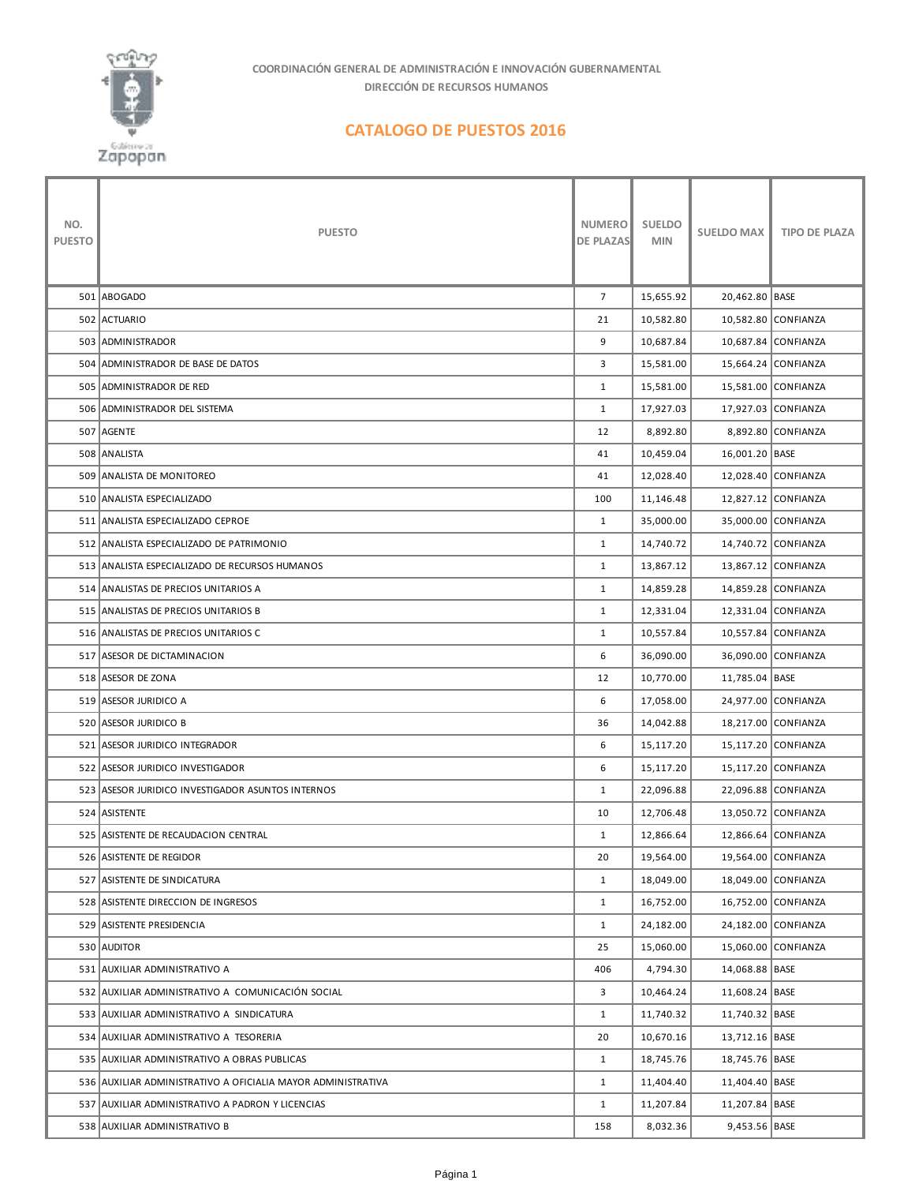COORDINACIÓN GENERAL DE ADMINISTRACIÓN E INNOVACIÓN GUBERNAMENTAL

DIRECCIÓN DE RECURSOS HUMANOS

# CATALOGO DE PUESTOS 2016

| NO. PUESTO | PUESTO | NUMERO DE PLAZAS | SUELDO MIN | SUELDO MAX | TIPO DE PLAZA |
|---|---|---|---|---|---|
| 501 | ABOGADO | 7 | 15,655.92 | 20,462.80 | BASE |
| 502 | ACTUARIO | 21 | 10,582.80 | 10,582.80 | CONFIANZA |
| 503 | ADMINISTRADOR | 9 | 10,687.84 | 10,687.84 | CONFIANZA |
| 504 | ADMINISTRADOR DE BASE DE DATOS | 3 | 15,581.00 | 15,664.24 | CONFIANZA |
| 505 | ADMINISTRADOR DE RED | 1 | 15,581.00 | 15,581.00 | CONFIANZA |
| 506 | ADMINISTRADOR DEL SISTEMA | 1 | 17,927.03 | 17,927.03 | CONFIANZA |
| 507 | AGENTE | 12 | 8,892.80 | 8,892.80 | CONFIANZA |
| 508 | ANALISTA | 41 | 10,459.04 | 16,001.20 | BASE |
| 509 | ANALISTA DE MONITOREO | 41 | 12,028.40 | 12,028.40 | CONFIANZA |
| 510 | ANALISTA ESPECIALIZADO | 100 | 11,146.48 | 12,827.12 | CONFIANZA |
| 511 | ANALISTA ESPECIALIZADO CEPROE | 1 | 35,000.00 | 35,000.00 | CONFIANZA |
| 512 | ANALISTA ESPECIALIZADO DE PATRIMONIO | 1 | 14,740.72 | 14,740.72 | CONFIANZA |
| 513 | ANALISTA ESPECIALIZADO DE RECURSOS HUMANOS | 1 | 13,867.12 | 13,867.12 | CONFIANZA |
| 514 | ANALISTAS DE PRECIOS UNITARIOS A | 1 | 14,859.28 | 14,859.28 | CONFIANZA |
| 515 | ANALISTAS DE PRECIOS UNITARIOS B | 1 | 12,331.04 | 12,331.04 | CONFIANZA |
| 516 | ANALISTAS DE PRECIOS UNITARIOS C | 1 | 10,557.84 | 10,557.84 | CONFIANZA |
| 517 | ASESOR DE DICTAMINACION | 6 | 36,090.00 | 36,090.00 | CONFIANZA |
| 518 | ASESOR DE ZONA | 12 | 10,770.00 | 11,785.04 | BASE |
| 519 | ASESOR JURIDICO A | 6 | 17,058.00 | 24,977.00 | CONFIANZA |
| 520 | ASESOR JURIDICO B | 36 | 14,042.88 | 18,217.00 | CONFIANZA |
| 521 | ASESOR JURIDICO INTEGRADOR | 6 | 15,117.20 | 15,117.20 | CONFIANZA |
| 522 | ASESOR JURIDICO INVESTIGADOR | 6 | 15,117.20 | 15,117.20 | CONFIANZA |
| 523 | ASESOR JURIDICO INVESTIGADOR ASUNTOS INTERNOS | 1 | 22,096.88 | 22,096.88 | CONFIANZA |
| 524 | ASISTENTE | 10 | 12,706.48 | 13,050.72 | CONFIANZA |
| 525 | ASISTENTE DE RECAUDACION CENTRAL | 1 | 12,866.64 | 12,866.64 | CONFIANZA |
| 526 | ASISTENTE DE REGIDOR | 20 | 19,564.00 | 19,564.00 | CONFIANZA |
| 527 | ASISTENTE DE SINDICATURA | 1 | 18,049.00 | 18,049.00 | CONFIANZA |
| 528 | ASISTENTE DIRECCION DE INGRESOS | 1 | 16,752.00 | 16,752.00 | CONFIANZA |
| 529 | ASISTENTE PRESIDENCIA | 1 | 24,182.00 | 24,182.00 | CONFIANZA |
| 530 | AUDITOR | 25 | 15,060.00 | 15,060.00 | CONFIANZA |
| 531 | AUXILIAR ADMINISTRATIVO A | 406 | 4,794.30 | 14,068.88 | BASE |
| 532 | AUXILIAR ADMINISTRATIVO A COMUNICACIÓN SOCIAL | 3 | 10,464.24 | 11,608.24 | BASE |
| 533 | AUXILIAR ADMINISTRATIVO A SINDICATURA | 1 | 11,740.32 | 11,740.32 | BASE |
| 534 | AUXILIAR ADMINISTRATIVO A TESORERIA | 20 | 10,670.16 | 13,712.16 | BASE |
| 535 | AUXILIAR ADMINISTRATIVO A OBRAS PUBLICAS | 1 | 18,745.76 | 18,745.76 | BASE |
| 536 | AUXILIAR ADMINISTRATIVO A OFICIALIA MAYOR ADMINISTRATIVA | 1 | 11,404.40 | 11,404.40 | BASE |
| 537 | AUXILIAR ADMINISTRATIVO A PADRON Y LICENCIAS | 1 | 11,207.84 | 11,207.84 | BASE |
| 538 | AUXILIAR ADMINISTRATIVO B | 158 | 8,032.36 | 9,453.56 | BASE |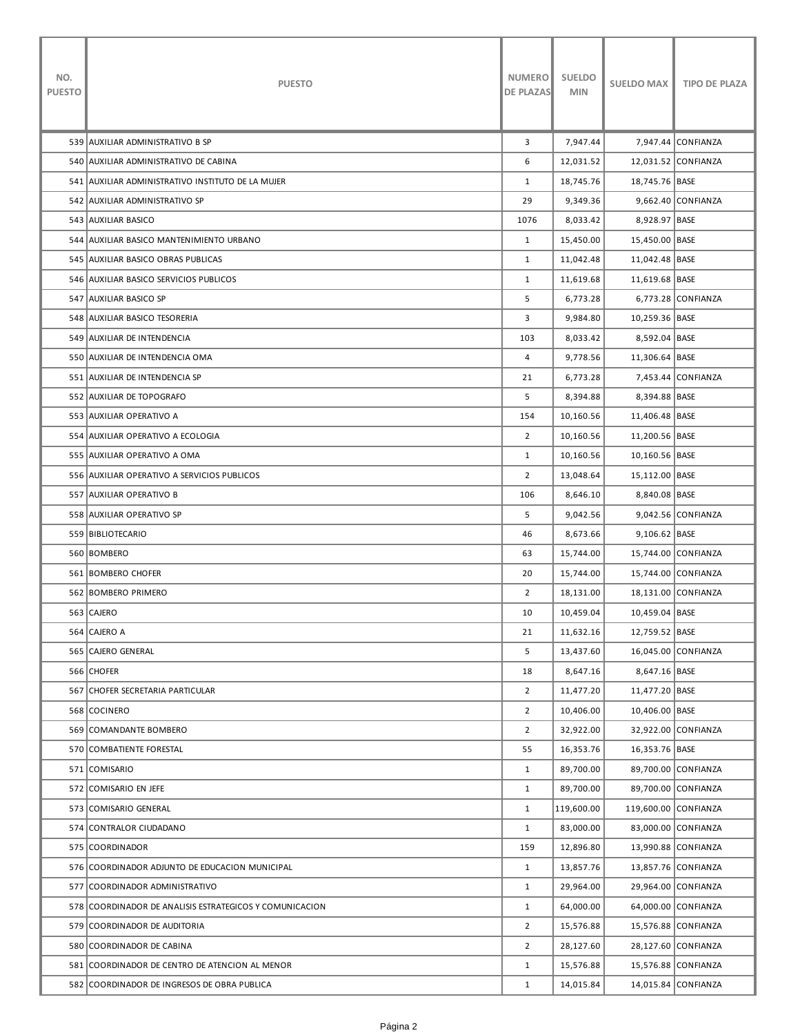| NO. PUESTO | PUESTO | NUMERO DE PLAZAS | SUELDO MIN | SUELDO MAX | TIPO DE PLAZA |
|---|---|---|---|---|---|
| 539 | AUXILIAR ADMINISTRATIVO B SP | 3 | 7,947.44 | 7,947.44 | CONFIANZA |
| 540 | AUXILIAR ADMINISTRATIVO DE CABINA | 6 | 12,031.52 | 12,031.52 | CONFIANZA |
| 541 | AUXILIAR ADMINISTRATIVO INSTITUTO DE LA MUJER | 1 | 18,745.76 | 18,745.76 | BASE |
| 542 | AUXILIAR ADMINISTRATIVO SP | 29 | 9,349.36 | 9,662.40 | CONFIANZA |
| 543 | AUXILIAR BASICO | 1076 | 8,033.42 | 8,928.97 | BASE |
| 544 | AUXILIAR BASICO MANTENIMIENTO URBANO | 1 | 15,450.00 | 15,450.00 | BASE |
| 545 | AUXILIAR BASICO OBRAS PUBLICAS | 1 | 11,042.48 | 11,042.48 | BASE |
| 546 | AUXILIAR BASICO SERVICIOS PUBLICOS | 1 | 11,619.68 | 11,619.68 | BASE |
| 547 | AUXILIAR BASICO SP | 5 | 6,773.28 | 6,773.28 | CONFIANZA |
| 548 | AUXILIAR BASICO TESORERIA | 3 | 9,984.80 | 10,259.36 | BASE |
| 549 | AUXILIAR DE INTENDENCIA | 103 | 8,033.42 | 8,592.04 | BASE |
| 550 | AUXILIAR DE INTENDENCIA OMA | 4 | 9,778.56 | 11,306.64 | BASE |
| 551 | AUXILIAR DE INTENDENCIA SP | 21 | 6,773.28 | 7,453.44 | CONFIANZA |
| 552 | AUXILIAR DE TOPOGRAFO | 5 | 8,394.88 | 8,394.88 | BASE |
| 553 | AUXILIAR OPERATIVO A | 154 | 10,160.56 | 11,406.48 | BASE |
| 554 | AUXILIAR OPERATIVO A ECOLOGIA | 2 | 10,160.56 | 11,200.56 | BASE |
| 555 | AUXILIAR OPERATIVO A OMA | 1 | 10,160.56 | 10,160.56 | BASE |
| 556 | AUXILIAR OPERATIVO A SERVICIOS PUBLICOS | 2 | 13,048.64 | 15,112.00 | BASE |
| 557 | AUXILIAR OPERATIVO B | 106 | 8,646.10 | 8,840.08 | BASE |
| 558 | AUXILIAR OPERATIVO SP | 5 | 9,042.56 | 9,042.56 | CONFIANZA |
| 559 | BIBLIOTECARIO | 46 | 8,673.66 | 9,106.62 | BASE |
| 560 | BOMBERO | 63 | 15,744.00 | 15,744.00 | CONFIANZA |
| 561 | BOMBERO CHOFER | 20 | 15,744.00 | 15,744.00 | CONFIANZA |
| 562 | BOMBERO PRIMERO | 2 | 18,131.00 | 18,131.00 | CONFIANZA |
| 563 | CAJERO | 10 | 10,459.04 | 10,459.04 | BASE |
| 564 | CAJERO A | 21 | 11,632.16 | 12,759.52 | BASE |
| 565 | CAJERO GENERAL | 5 | 13,437.60 | 16,045.00 | CONFIANZA |
| 566 | CHOFER | 18 | 8,647.16 | 8,647.16 | BASE |
| 567 | CHOFER SECRETARIA PARTICULAR | 2 | 11,477.20 | 11,477.20 | BASE |
| 568 | COCINERO | 2 | 10,406.00 | 10,406.00 | BASE |
| 569 | COMANDANTE BOMBERO | 2 | 32,922.00 | 32,922.00 | CONFIANZA |
| 570 | COMBATIENTE FORESTAL | 55 | 16,353.76 | 16,353.76 | BASE |
| 571 | COMISARIO | 1 | 89,700.00 | 89,700.00 | CONFIANZA |
| 572 | COMISARIO EN JEFE | 1 | 89,700.00 | 89,700.00 | CONFIANZA |
| 573 | COMISARIO GENERAL | 1 | 119,600.00 | 119,600.00 | CONFIANZA |
| 574 | CONTRALOR CIUDADANO | 1 | 83,000.00 | 83,000.00 | CONFIANZA |
| 575 | COORDINADOR | 159 | 12,896.80 | 13,990.88 | CONFIANZA |
| 576 | COORDINADOR ADJUNTO DE EDUCACION MUNICIPAL | 1 | 13,857.76 | 13,857.76 | CONFIANZA |
| 577 | COORDINADOR ADMINISTRATIVO | 1 | 29,964.00 | 29,964.00 | CONFIANZA |
| 578 | COORDINADOR DE ANALISIS ESTRATEGICOS Y COMUNICACION | 1 | 64,000.00 | 64,000.00 | CONFIANZA |
| 579 | COORDINADOR DE AUDITORIA | 2 | 15,576.88 | 15,576.88 | CONFIANZA |
| 580 | COORDINADOR DE CABINA | 2 | 28,127.60 | 28,127.60 | CONFIANZA |
| 581 | COORDINADOR DE CENTRO DE ATENCION AL MENOR | 1 | 15,576.88 | 15,576.88 | CONFIANZA |
| 582 | COORDINADOR DE INGRESOS DE OBRA PUBLICA | 1 | 14,015.84 | 14,015.84 | CONFIANZA |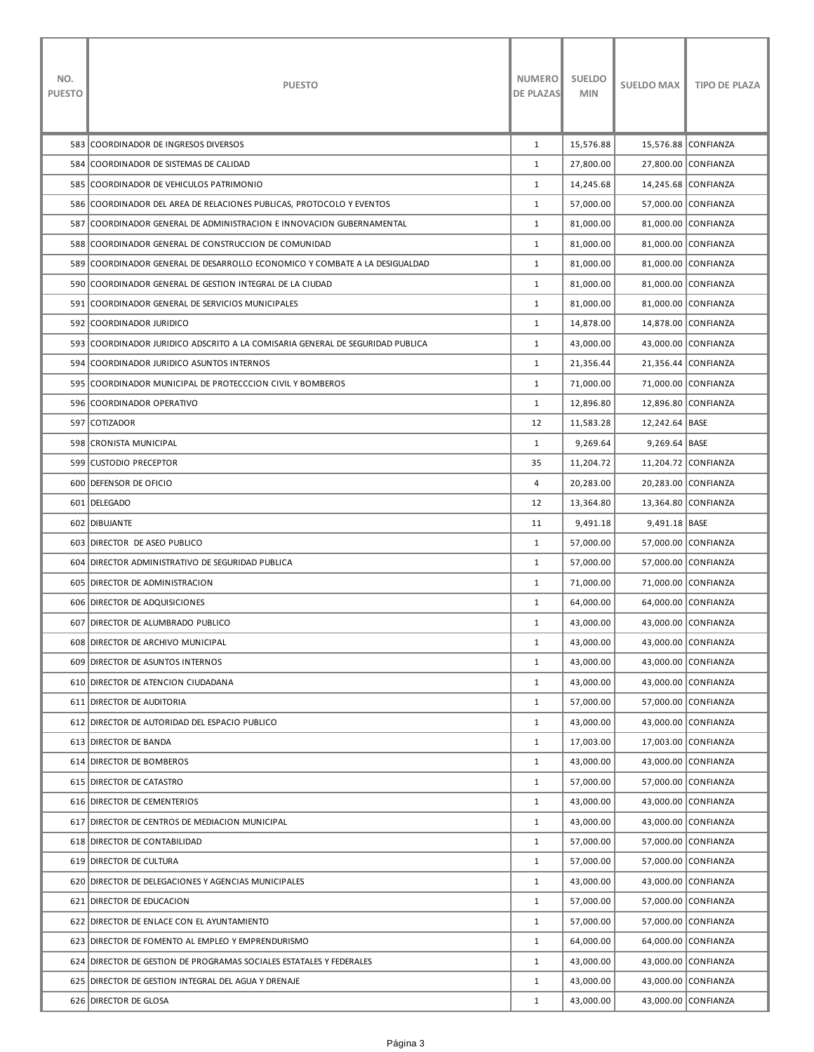| NO. PUESTO | PUESTO | NUMERO DE PLAZAS | SUELDO MIN | SUELDO MAX | TIPO DE PLAZA |
|---|---|---|---|---|---|
| 583 | COORDINADOR DE INGRESOS DIVERSOS | 1 | 15,576.88 | 15,576.88 | CONFIANZA |
| 584 | COORDINADOR DE SISTEMAS DE CALIDAD | 1 | 27,800.00 | 27,800.00 | CONFIANZA |
| 585 | COORDINADOR DE VEHICULOS PATRIMONIO | 1 | 14,245.68 | 14,245.68 | CONFIANZA |
| 586 | COORDINADOR DEL AREA DE RELACIONES PUBLICAS, PROTOCOLO Y EVENTOS | 1 | 57,000.00 | 57,000.00 | CONFIANZA |
| 587 | COORDINADOR GENERAL DE ADMINISTRACION E INNOVACION GUBERNAMENTAL | 1 | 81,000.00 | 81,000.00 | CONFIANZA |
| 588 | COORDINADOR GENERAL DE CONSTRUCCION DE COMUNIDAD | 1 | 81,000.00 | 81,000.00 | CONFIANZA |
| 589 | COORDINADOR GENERAL DE DESARROLLO ECONOMICO Y COMBATE A LA DESIGUALDAD | 1 | 81,000.00 | 81,000.00 | CONFIANZA |
| 590 | COORDINADOR GENERAL DE GESTION INTEGRAL DE LA CIUDAD | 1 | 81,000.00 | 81,000.00 | CONFIANZA |
| 591 | COORDINADOR GENERAL DE SERVICIOS MUNICIPALES | 1 | 81,000.00 | 81,000.00 | CONFIANZA |
| 592 | COORDINADOR JURIDICO | 1 | 14,878.00 | 14,878.00 | CONFIANZA |
| 593 | COORDINADOR JURIDICO ADSCRITO A LA COMISARIA GENERAL DE SEGURIDAD PUBLICA | 1 | 43,000.00 | 43,000.00 | CONFIANZA |
| 594 | COORDINADOR JURIDICO ASUNTOS INTERNOS | 1 | 21,356.44 | 21,356.44 | CONFIANZA |
| 595 | COORDINADOR MUNICIPAL DE PROTECCCION CIVIL Y BOMBEROS | 1 | 71,000.00 | 71,000.00 | CONFIANZA |
| 596 | COORDINADOR OPERATIVO | 1 | 12,896.80 | 12,896.80 | CONFIANZA |
| 597 | COTIZADOR | 12 | 11,583.28 | 12,242.64 | BASE |
| 598 | CRONISTA MUNICIPAL | 1 | 9,269.64 | 9,269.64 | BASE |
| 599 | CUSTODIO PRECEPTOR | 35 | 11,204.72 | 11,204.72 | CONFIANZA |
| 600 | DEFENSOR DE OFICIO | 4 | 20,283.00 | 20,283.00 | CONFIANZA |
| 601 | DELEGADO | 12 | 13,364.80 | 13,364.80 | CONFIANZA |
| 602 | DIBUJANTE | 11 | 9,491.18 | 9,491.18 | BASE |
| 603 | DIRECTOR  DE ASEO PUBLICO | 1 | 57,000.00 | 57,000.00 | CONFIANZA |
| 604 | DIRECTOR ADMINISTRATIVO DE SEGURIDAD PUBLICA | 1 | 57,000.00 | 57,000.00 | CONFIANZA |
| 605 | DIRECTOR DE ADMINISTRACION | 1 | 71,000.00 | 71,000.00 | CONFIANZA |
| 606 | DIRECTOR DE ADQUISICIONES | 1 | 64,000.00 | 64,000.00 | CONFIANZA |
| 607 | DIRECTOR DE ALUMBRADO PUBLICO | 1 | 43,000.00 | 43,000.00 | CONFIANZA |
| 608 | DIRECTOR DE ARCHIVO MUNICIPAL | 1 | 43,000.00 | 43,000.00 | CONFIANZA |
| 609 | DIRECTOR DE ASUNTOS INTERNOS | 1 | 43,000.00 | 43,000.00 | CONFIANZA |
| 610 | DIRECTOR DE ATENCION CIUDADANA | 1 | 43,000.00 | 43,000.00 | CONFIANZA |
| 611 | DIRECTOR DE AUDITORIA | 1 | 57,000.00 | 57,000.00 | CONFIANZA |
| 612 | DIRECTOR DE AUTORIDAD DEL ESPACIO PUBLICO | 1 | 43,000.00 | 43,000.00 | CONFIANZA |
| 613 | DIRECTOR DE BANDA | 1 | 17,003.00 | 17,003.00 | CONFIANZA |
| 614 | DIRECTOR DE BOMBEROS | 1 | 43,000.00 | 43,000.00 | CONFIANZA |
| 615 | DIRECTOR DE CATASTRO | 1 | 57,000.00 | 57,000.00 | CONFIANZA |
| 616 | DIRECTOR DE CEMENTERIOS | 1 | 43,000.00 | 43,000.00 | CONFIANZA |
| 617 | DIRECTOR DE CENTROS DE MEDIACION MUNICIPAL | 1 | 43,000.00 | 43,000.00 | CONFIANZA |
| 618 | DIRECTOR DE CONTABILIDAD | 1 | 57,000.00 | 57,000.00 | CONFIANZA |
| 619 | DIRECTOR DE CULTURA | 1 | 57,000.00 | 57,000.00 | CONFIANZA |
| 620 | DIRECTOR DE DELEGACIONES Y AGENCIAS MUNICIPALES | 1 | 43,000.00 | 43,000.00 | CONFIANZA |
| 621 | DIRECTOR DE EDUCACION | 1 | 57,000.00 | 57,000.00 | CONFIANZA |
| 622 | DIRECTOR DE ENLACE CON EL AYUNTAMIENTO | 1 | 57,000.00 | 57,000.00 | CONFIANZA |
| 623 | DIRECTOR DE FOMENTO AL EMPLEO Y EMPRENDURISMO | 1 | 64,000.00 | 64,000.00 | CONFIANZA |
| 624 | DIRECTOR DE GESTION DE PROGRAMAS SOCIALES ESTATALES Y FEDERALES | 1 | 43,000.00 | 43,000.00 | CONFIANZA |
| 625 | DIRECTOR DE GESTION INTEGRAL DEL AGUA Y DRENAJE | 1 | 43,000.00 | 43,000.00 | CONFIANZA |
| 626 | DIRECTOR DE GLOSA | 1 | 43,000.00 | 43,000.00 | CONFIANZA |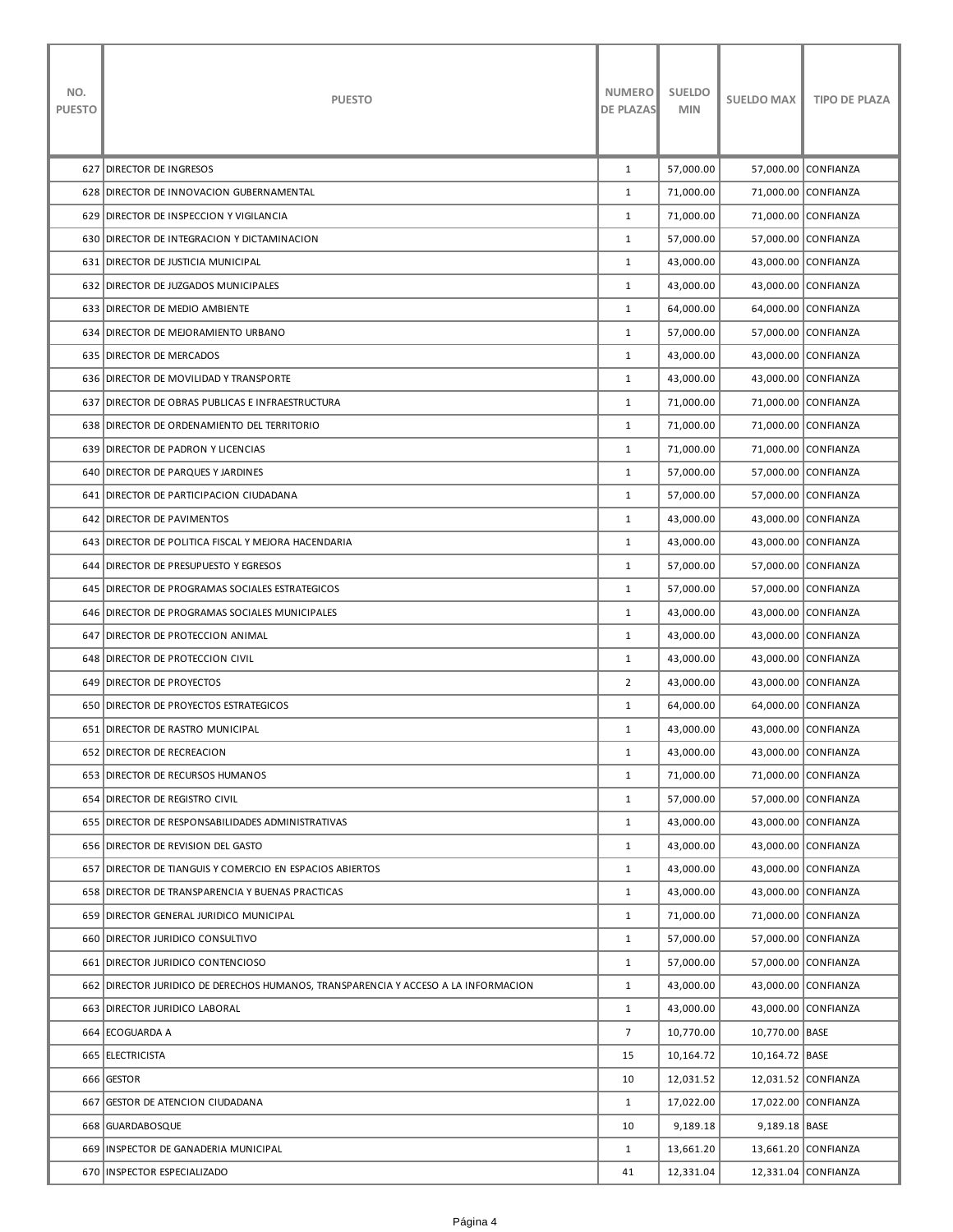| NO. PUESTO | PUESTO | NUMERO DE PLAZAS | SUELDO MIN | SUELDO MAX | TIPO DE PLAZA |
|---|---|---|---|---|---|
| 627 | DIRECTOR DE INGRESOS | 1 | 57,000.00 | 57,000.00 | CONFIANZA |
| 628 | DIRECTOR DE INNOVACION GUBERNAMENTAL | 1 | 71,000.00 | 71,000.00 | CONFIANZA |
| 629 | DIRECTOR DE INSPECCION Y VIGILANCIA | 1 | 71,000.00 | 71,000.00 | CONFIANZA |
| 630 | DIRECTOR DE INTEGRACION Y DICTAMINACION | 1 | 57,000.00 | 57,000.00 | CONFIANZA |
| 631 | DIRECTOR DE JUSTICIA MUNICIPAL | 1 | 43,000.00 | 43,000.00 | CONFIANZA |
| 632 | DIRECTOR DE JUZGADOS MUNICIPALES | 1 | 43,000.00 | 43,000.00 | CONFIANZA |
| 633 | DIRECTOR DE MEDIO AMBIENTE | 1 | 64,000.00 | 64,000.00 | CONFIANZA |
| 634 | DIRECTOR DE MEJORAMIENTO URBANO | 1 | 57,000.00 | 57,000.00 | CONFIANZA |
| 635 | DIRECTOR DE MERCADOS | 1 | 43,000.00 | 43,000.00 | CONFIANZA |
| 636 | DIRECTOR DE MOVILIDAD Y TRANSPORTE | 1 | 43,000.00 | 43,000.00 | CONFIANZA |
| 637 | DIRECTOR DE OBRAS PUBLICAS E INFRAESTRUCTURA | 1 | 71,000.00 | 71,000.00 | CONFIANZA |
| 638 | DIRECTOR DE ORDENAMIENTO DEL TERRITORIO | 1 | 71,000.00 | 71,000.00 | CONFIANZA |
| 639 | DIRECTOR DE PADRON Y LICENCIAS | 1 | 71,000.00 | 71,000.00 | CONFIANZA |
| 640 | DIRECTOR DE PARQUES Y JARDINES | 1 | 57,000.00 | 57,000.00 | CONFIANZA |
| 641 | DIRECTOR DE PARTICIPACION CIUDADANA | 1 | 57,000.00 | 57,000.00 | CONFIANZA |
| 642 | DIRECTOR DE PAVIMENTOS | 1 | 43,000.00 | 43,000.00 | CONFIANZA |
| 643 | DIRECTOR DE POLITICA FISCAL Y MEJORA HACENDARIA | 1 | 43,000.00 | 43,000.00 | CONFIANZA |
| 644 | DIRECTOR DE PRESUPUESTO Y EGRESOS | 1 | 57,000.00 | 57,000.00 | CONFIANZA |
| 645 | DIRECTOR DE PROGRAMAS SOCIALES ESTRATEGICOS | 1 | 57,000.00 | 57,000.00 | CONFIANZA |
| 646 | DIRECTOR DE PROGRAMAS SOCIALES MUNICIPALES | 1 | 43,000.00 | 43,000.00 | CONFIANZA |
| 647 | DIRECTOR DE PROTECCION ANIMAL | 1 | 43,000.00 | 43,000.00 | CONFIANZA |
| 648 | DIRECTOR DE PROTECCION CIVIL | 1 | 43,000.00 | 43,000.00 | CONFIANZA |
| 649 | DIRECTOR DE PROYECTOS | 2 | 43,000.00 | 43,000.00 | CONFIANZA |
| 650 | DIRECTOR DE PROYECTOS ESTRATEGICOS | 1 | 64,000.00 | 64,000.00 | CONFIANZA |
| 651 | DIRECTOR DE RASTRO MUNICIPAL | 1 | 43,000.00 | 43,000.00 | CONFIANZA |
| 652 | DIRECTOR DE RECREACION | 1 | 43,000.00 | 43,000.00 | CONFIANZA |
| 653 | DIRECTOR DE RECURSOS HUMANOS | 1 | 71,000.00 | 71,000.00 | CONFIANZA |
| 654 | DIRECTOR DE REGISTRO CIVIL | 1 | 57,000.00 | 57,000.00 | CONFIANZA |
| 655 | DIRECTOR DE RESPONSABILIDADES ADMINISTRATIVAS | 1 | 43,000.00 | 43,000.00 | CONFIANZA |
| 656 | DIRECTOR DE REVISION DEL GASTO | 1 | 43,000.00 | 43,000.00 | CONFIANZA |
| 657 | DIRECTOR DE TIANGUIS Y COMERCIO EN ESPACIOS ABIERTOS | 1 | 43,000.00 | 43,000.00 | CONFIANZA |
| 658 | DIRECTOR DE TRANSPARENCIA Y BUENAS PRACTICAS | 1 | 43,000.00 | 43,000.00 | CONFIANZA |
| 659 | DIRECTOR GENERAL JURIDICO MUNICIPAL | 1 | 71,000.00 | 71,000.00 | CONFIANZA |
| 660 | DIRECTOR JURIDICO CONSULTIVO | 1 | 57,000.00 | 57,000.00 | CONFIANZA |
| 661 | DIRECTOR JURIDICO CONTENCIOSO | 1 | 57,000.00 | 57,000.00 | CONFIANZA |
| 662 | DIRECTOR JURIDICO DE DERECHOS HUMANOS, TRANSPARENCIA Y ACCESO A LA INFORMACION | 1 | 43,000.00 | 43,000.00 | CONFIANZA |
| 663 | DIRECTOR JURIDICO LABORAL | 1 | 43,000.00 | 43,000.00 | CONFIANZA |
| 664 | ECOGUARDA A | 7 | 10,770.00 | 10,770.00 | BASE |
| 665 | ELECTRICISTA | 15 | 10,164.72 | 10,164.72 | BASE |
| 666 | GESTOR | 10 | 12,031.52 | 12,031.52 | CONFIANZA |
| 667 | GESTOR DE ATENCION CIUDADANA | 1 | 17,022.00 | 17,022.00 | CONFIANZA |
| 668 | GUARDABOSQUE | 10 | 9,189.18 | 9,189.18 | BASE |
| 669 | INSPECTOR DE GANADERIA MUNICIPAL | 1 | 13,661.20 | 13,661.20 | CONFIANZA |
| 670 | INSPECTOR ESPECIALIZADO | 41 | 12,331.04 | 12,331.04 | CONFIANZA |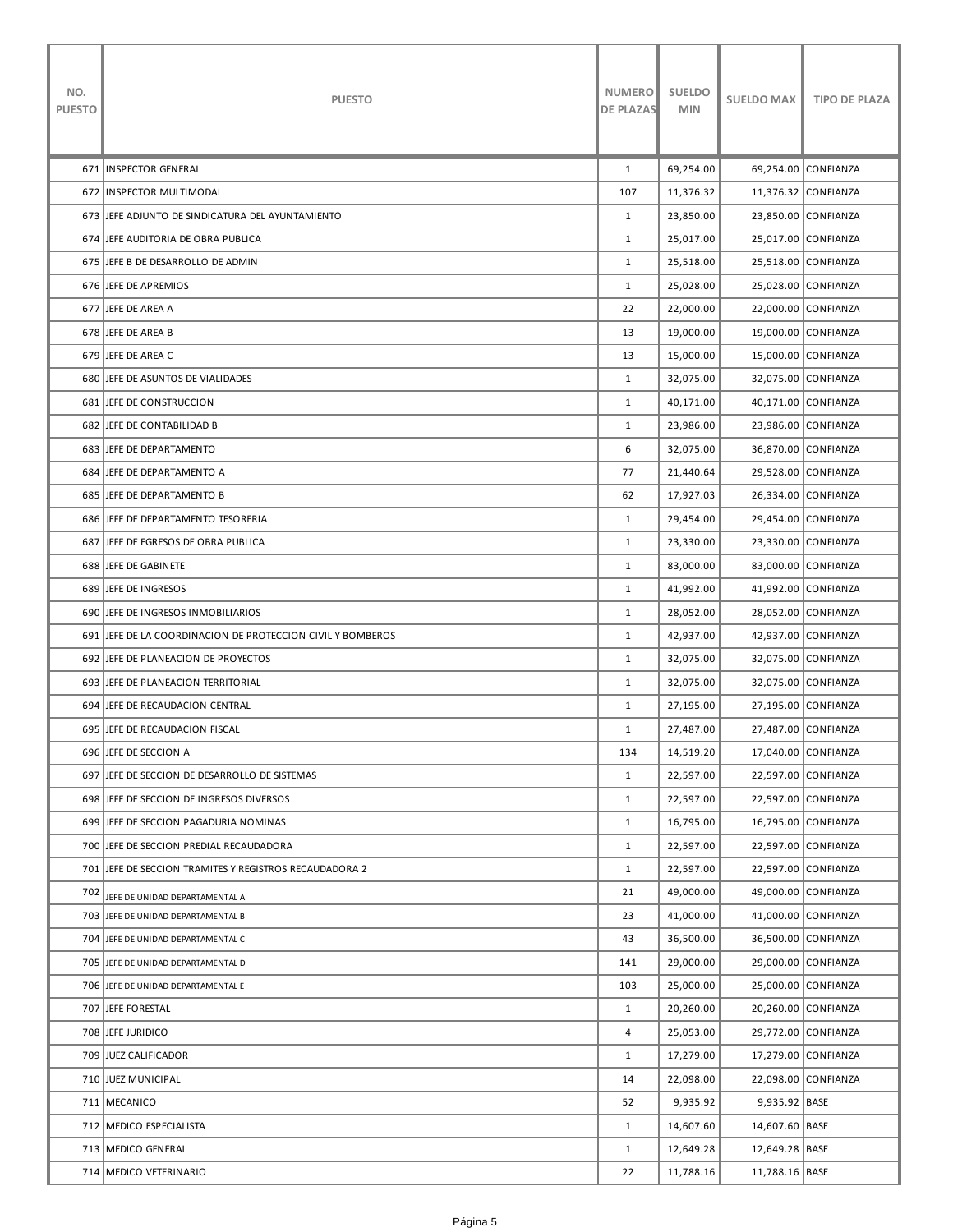| NO. PUESTO | PUESTO | NUMERO DE PLAZAS | SUELDO MIN | SUELDO MAX | TIPO DE PLAZA |
|---|---|---|---|---|---|
| 671 | INSPECTOR GENERAL | 1 | 69,254.00 | 69,254.00 | CONFIANZA |
| 672 | INSPECTOR MULTIMODAL | 107 | 11,376.32 | 11,376.32 | CONFIANZA |
| 673 | JEFE ADJUNTO DE SINDICATURA DEL AYUNTAMIENTO | 1 | 23,850.00 | 23,850.00 | CONFIANZA |
| 674 | JEFE AUDITORIA DE OBRA PUBLICA | 1 | 25,017.00 | 25,017.00 | CONFIANZA |
| 675 | JEFE B DE DESARROLLO DE ADMIN | 1 | 25,518.00 | 25,518.00 | CONFIANZA |
| 676 | JEFE DE APREMIOS | 1 | 25,028.00 | 25,028.00 | CONFIANZA |
| 677 | JEFE DE AREA A | 22 | 22,000.00 | 22,000.00 | CONFIANZA |
| 678 | JEFE DE AREA B | 13 | 19,000.00 | 19,000.00 | CONFIANZA |
| 679 | JEFE DE AREA C | 13 | 15,000.00 | 15,000.00 | CONFIANZA |
| 680 | JEFE DE ASUNTOS DE VIALIDADES | 1 | 32,075.00 | 32,075.00 | CONFIANZA |
| 681 | JEFE DE CONSTRUCCION | 1 | 40,171.00 | 40,171.00 | CONFIANZA |
| 682 | JEFE DE CONTABILIDAD B | 1 | 23,986.00 | 23,986.00 | CONFIANZA |
| 683 | JEFE DE DEPARTAMENTO | 6 | 32,075.00 | 36,870.00 | CONFIANZA |
| 684 | JEFE DE DEPARTAMENTO A | 77 | 21,440.64 | 29,528.00 | CONFIANZA |
| 685 | JEFE DE DEPARTAMENTO B | 62 | 17,927.03 | 26,334.00 | CONFIANZA |
| 686 | JEFE DE DEPARTAMENTO TESORERIA | 1 | 29,454.00 | 29,454.00 | CONFIANZA |
| 687 | JEFE DE EGRESOS DE OBRA PUBLICA | 1 | 23,330.00 | 23,330.00 | CONFIANZA |
| 688 | JEFE DE GABINETE | 1 | 83,000.00 | 83,000.00 | CONFIANZA |
| 689 | JEFE DE INGRESOS | 1 | 41,992.00 | 41,992.00 | CONFIANZA |
| 690 | JEFE DE INGRESOS INMOBILIARIOS | 1 | 28,052.00 | 28,052.00 | CONFIANZA |
| 691 | JEFE DE LA COORDINACION DE PROTECCION CIVIL Y BOMBEROS | 1 | 42,937.00 | 42,937.00 | CONFIANZA |
| 692 | JEFE DE PLANEACION DE PROYECTOS | 1 | 32,075.00 | 32,075.00 | CONFIANZA |
| 693 | JEFE DE PLANEACION TERRITORIAL | 1 | 32,075.00 | 32,075.00 | CONFIANZA |
| 694 | JEFE DE RECAUDACION CENTRAL | 1 | 27,195.00 | 27,195.00 | CONFIANZA |
| 695 | JEFE DE RECAUDACION FISCAL | 1 | 27,487.00 | 27,487.00 | CONFIANZA |
| 696 | JEFE DE SECCION A | 134 | 14,519.20 | 17,040.00 | CONFIANZA |
| 697 | JEFE DE SECCION DE DESARROLLO DE SISTEMAS | 1 | 22,597.00 | 22,597.00 | CONFIANZA |
| 698 | JEFE DE SECCION DE INGRESOS DIVERSOS | 1 | 22,597.00 | 22,597.00 | CONFIANZA |
| 699 | JEFE DE SECCION PAGADURIA NOMINAS | 1 | 16,795.00 | 16,795.00 | CONFIANZA |
| 700 | JEFE DE SECCION PREDIAL RECAUDADORA | 1 | 22,597.00 | 22,597.00 | CONFIANZA |
| 701 | JEFE DE SECCION TRAMITES Y REGISTROS RECAUDADORA 2 | 1 | 22,597.00 | 22,597.00 | CONFIANZA |
| 702 | JEFE DE UNIDAD DEPARTAMENTAL A | 21 | 49,000.00 | 49,000.00 | CONFIANZA |
| 703 | JEFE DE UNIDAD DEPARTAMENTAL B | 23 | 41,000.00 | 41,000.00 | CONFIANZA |
| 704 | JEFE DE UNIDAD DEPARTAMENTAL C | 43 | 36,500.00 | 36,500.00 | CONFIANZA |
| 705 | JEFE DE UNIDAD DEPARTAMENTAL D | 141 | 29,000.00 | 29,000.00 | CONFIANZA |
| 706 | JEFE DE UNIDAD DEPARTAMENTAL E | 103 | 25,000.00 | 25,000.00 | CONFIANZA |
| 707 | JEFE FORESTAL | 1 | 20,260.00 | 20,260.00 | CONFIANZA |
| 708 | JEFE JURIDICO | 4 | 25,053.00 | 29,772.00 | CONFIANZA |
| 709 | JUEZ CALIFICADOR | 1 | 17,279.00 | 17,279.00 | CONFIANZA |
| 710 | JUEZ MUNICIPAL | 14 | 22,098.00 | 22,098.00 | CONFIANZA |
| 711 | MECANICO | 52 | 9,935.92 | 9,935.92 | BASE |
| 712 | MEDICO ESPECIALISTA | 1 | 14,607.60 | 14,607.60 | BASE |
| 713 | MEDICO GENERAL | 1 | 12,649.28 | 12,649.28 | BASE |
| 714 | MEDICO VETERINARIO | 22 | 11,788.16 | 11,788.16 | BASE |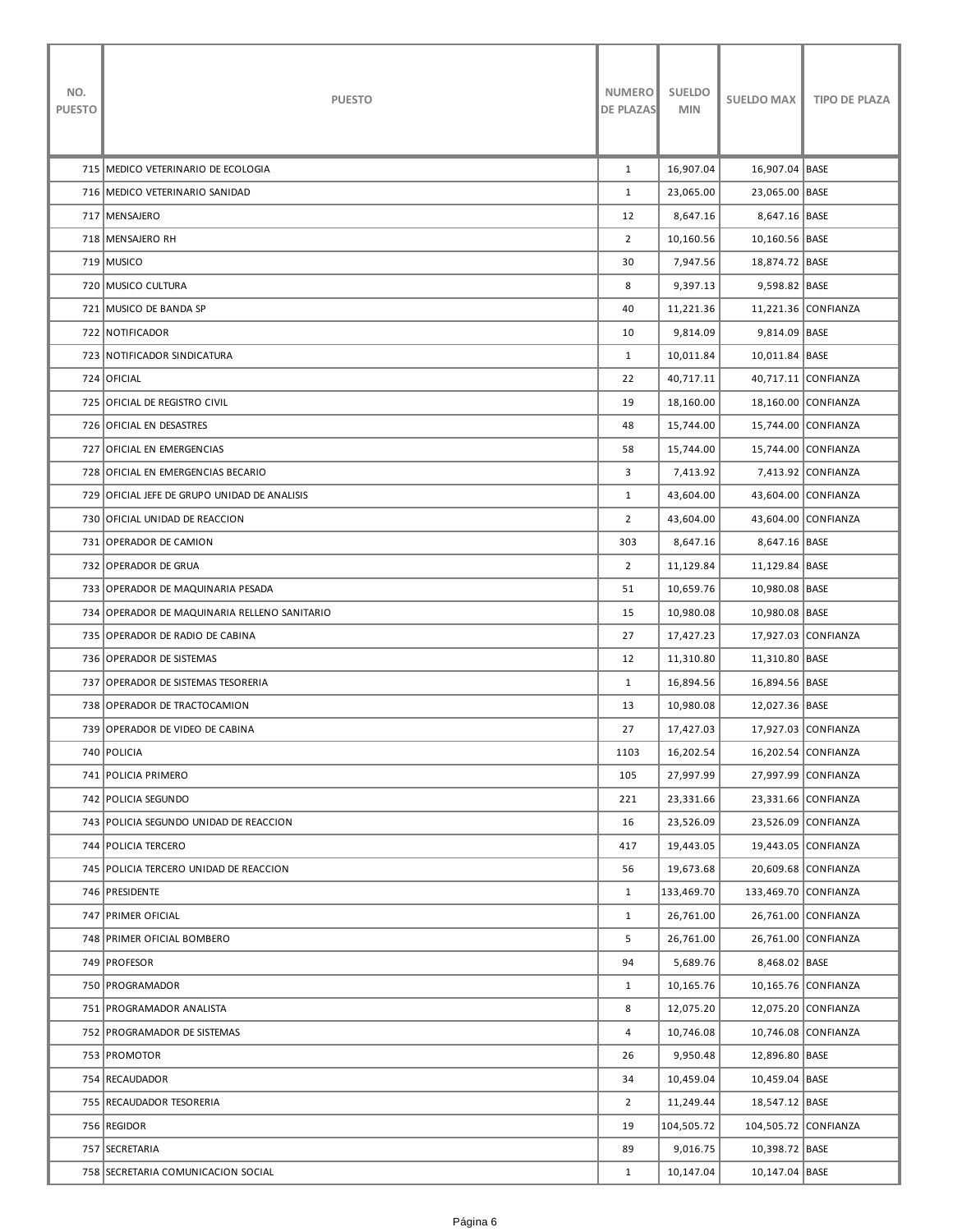| NO. PUESTO | PUESTO | NUMERO DE PLAZAS | SUELDO MIN | SUELDO MAX | TIPO DE PLAZA |
|---|---|---|---|---|---|
| 715 | MEDICO VETERINARIO DE ECOLOGIA | 1 | 16,907.04 | 16,907.04 | BASE |
| 716 | MEDICO VETERINARIO SANIDAD | 1 | 23,065.00 | 23,065.00 | BASE |
| 717 | MENSAJERO | 12 | 8,647.16 | 8,647.16 | BASE |
| 718 | MENSAJERO RH | 2 | 10,160.56 | 10,160.56 | BASE |
| 719 | MUSICO | 30 | 7,947.56 | 18,874.72 | BASE |
| 720 | MUSICO CULTURA | 8 | 9,397.13 | 9,598.82 | BASE |
| 721 | MUSICO DE BANDA SP | 40 | 11,221.36 | 11,221.36 | CONFIANZA |
| 722 | NOTIFICADOR | 10 | 9,814.09 | 9,814.09 | BASE |
| 723 | NOTIFICADOR SINDICATURA | 1 | 10,011.84 | 10,011.84 | BASE |
| 724 | OFICIAL | 22 | 40,717.11 | 40,717.11 | CONFIANZA |
| 725 | OFICIAL DE REGISTRO CIVIL | 19 | 18,160.00 | 18,160.00 | CONFIANZA |
| 726 | OFICIAL EN DESASTRES | 48 | 15,744.00 | 15,744.00 | CONFIANZA |
| 727 | OFICIAL EN EMERGENCIAS | 58 | 15,744.00 | 15,744.00 | CONFIANZA |
| 728 | OFICIAL EN EMERGENCIAS BECARIO | 3 | 7,413.92 | 7,413.92 | CONFIANZA |
| 729 | OFICIAL JEFE DE GRUPO UNIDAD DE ANALISIS | 1 | 43,604.00 | 43,604.00 | CONFIANZA |
| 730 | OFICIAL UNIDAD DE REACCION | 2 | 43,604.00 | 43,604.00 | CONFIANZA |
| 731 | OPERADOR DE CAMION | 303 | 8,647.16 | 8,647.16 | BASE |
| 732 | OPERADOR DE GRUA | 2 | 11,129.84 | 11,129.84 | BASE |
| 733 | OPERADOR DE MAQUINARIA PESADA | 51 | 10,659.76 | 10,980.08 | BASE |
| 734 | OPERADOR DE MAQUINARIA RELLENO SANITARIO | 15 | 10,980.08 | 10,980.08 | BASE |
| 735 | OPERADOR DE RADIO DE CABINA | 27 | 17,427.23 | 17,927.03 | CONFIANZA |
| 736 | OPERADOR DE SISTEMAS | 12 | 11,310.80 | 11,310.80 | BASE |
| 737 | OPERADOR DE SISTEMAS TESORERIA | 1 | 16,894.56 | 16,894.56 | BASE |
| 738 | OPERADOR DE TRACTOCAMION | 13 | 10,980.08 | 12,027.36 | BASE |
| 739 | OPERADOR DE VIDEO DE CABINA | 27 | 17,427.03 | 17,927.03 | CONFIANZA |
| 740 | POLICIA | 1103 | 16,202.54 | 16,202.54 | CONFIANZA |
| 741 | POLICIA PRIMERO | 105 | 27,997.99 | 27,997.99 | CONFIANZA |
| 742 | POLICIA SEGUNDO | 221 | 23,331.66 | 23,331.66 | CONFIANZA |
| 743 | POLICIA SEGUNDO UNIDAD DE REACCION | 16 | 23,526.09 | 23,526.09 | CONFIANZA |
| 744 | POLICIA TERCERO | 417 | 19,443.05 | 19,443.05 | CONFIANZA |
| 745 | POLICIA TERCERO UNIDAD DE REACCION | 56 | 19,673.68 | 20,609.68 | CONFIANZA |
| 746 | PRESIDENTE | 1 | 133,469.70 | 133,469.70 | CONFIANZA |
| 747 | PRIMER OFICIAL | 1 | 26,761.00 | 26,761.00 | CONFIANZA |
| 748 | PRIMER OFICIAL BOMBERO | 5 | 26,761.00 | 26,761.00 | CONFIANZA |
| 749 | PROFESOR | 94 | 5,689.76 | 8,468.02 | BASE |
| 750 | PROGRAMADOR | 1 | 10,165.76 | 10,165.76 | CONFIANZA |
| 751 | PROGRAMADOR ANALISTA | 8 | 12,075.20 | 12,075.20 | CONFIANZA |
| 752 | PROGRAMADOR DE SISTEMAS | 4 | 10,746.08 | 10,746.08 | CONFIANZA |
| 753 | PROMOTOR | 26 | 9,950.48 | 12,896.80 | BASE |
| 754 | RECAUDADOR | 34 | 10,459.04 | 10,459.04 | BASE |
| 755 | RECAUDADOR TESORERIA | 2 | 11,249.44 | 18,547.12 | BASE |
| 756 | REGIDOR | 19 | 104,505.72 | 104,505.72 | CONFIANZA |
| 757 | SECRETARIA | 89 | 9,016.75 | 10,398.72 | BASE |
| 758 | SECRETARIA COMUNICACION SOCIAL | 1 | 10,147.04 | 10,147.04 | BASE |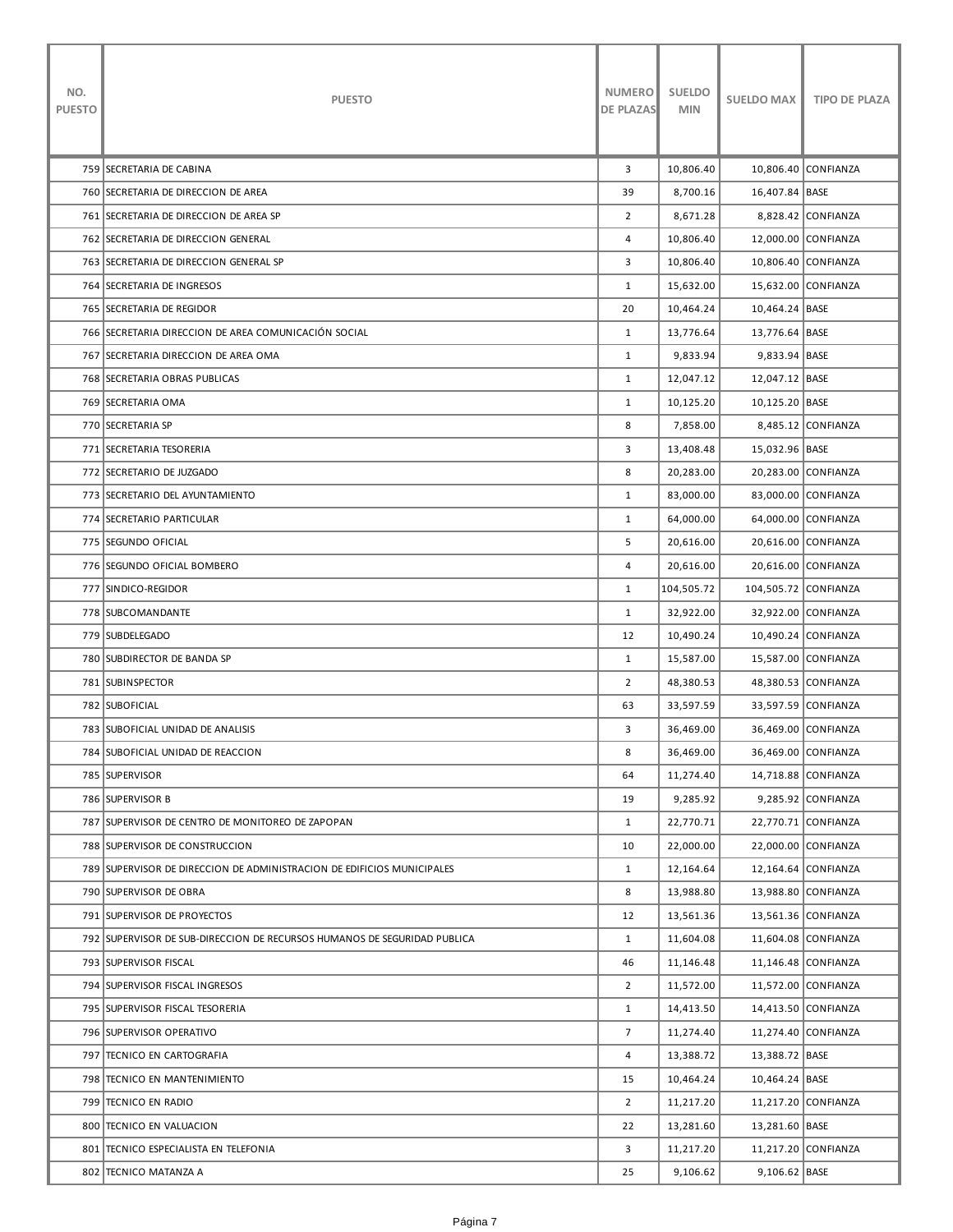| NO. PUESTO | PUESTO | NUMERO DE PLAZAS | SUELDO MIN | SUELDO MAX | TIPO DE PLAZA |
|---|---|---|---|---|---|
| 759 | SECRETARIA DE CABINA | 3 | 10,806.40 | 10,806.40 | CONFIANZA |
| 760 | SECRETARIA DE DIRECCION DE AREA | 39 | 8,700.16 | 16,407.84 | BASE |
| 761 | SECRETARIA DE DIRECCION DE AREA SP | 2 | 8,671.28 | 8,828.42 | CONFIANZA |
| 762 | SECRETARIA DE DIRECCION GENERAL | 4 | 10,806.40 | 12,000.00 | CONFIANZA |
| 763 | SECRETARIA DE DIRECCION GENERAL SP | 3 | 10,806.40 | 10,806.40 | CONFIANZA |
| 764 | SECRETARIA DE INGRESOS | 1 | 15,632.00 | 15,632.00 | CONFIANZA |
| 765 | SECRETARIA DE REGIDOR | 20 | 10,464.24 | 10,464.24 | BASE |
| 766 | SECRETARIA DIRECCION DE AREA COMUNICACIÓN SOCIAL | 1 | 13,776.64 | 13,776.64 | BASE |
| 767 | SECRETARIA DIRECCION DE AREA OMA | 1 | 9,833.94 | 9,833.94 | BASE |
| 768 | SECRETARIA OBRAS PUBLICAS | 1 | 12,047.12 | 12,047.12 | BASE |
| 769 | SECRETARIA OMA | 1 | 10,125.20 | 10,125.20 | BASE |
| 770 | SECRETARIA SP | 8 | 7,858.00 | 8,485.12 | CONFIANZA |
| 771 | SECRETARIA TESORERIA | 3 | 13,408.48 | 15,032.96 | BASE |
| 772 | SECRETARIO DE JUZGADO | 8 | 20,283.00 | 20,283.00 | CONFIANZA |
| 773 | SECRETARIO DEL AYUNTAMIENTO | 1 | 83,000.00 | 83,000.00 | CONFIANZA |
| 774 | SECRETARIO PARTICULAR | 1 | 64,000.00 | 64,000.00 | CONFIANZA |
| 775 | SEGUNDO OFICIAL | 5 | 20,616.00 | 20,616.00 | CONFIANZA |
| 776 | SEGUNDO OFICIAL BOMBERO | 4 | 20,616.00 | 20,616.00 | CONFIANZA |
| 777 | SINDICO-REGIDOR | 1 | 104,505.72 | 104,505.72 | CONFIANZA |
| 778 | SUBCOMANDANTE | 1 | 32,922.00 | 32,922.00 | CONFIANZA |
| 779 | SUBDELEGADO | 12 | 10,490.24 | 10,490.24 | CONFIANZA |
| 780 | SUBDIRECTOR DE BANDA SP | 1 | 15,587.00 | 15,587.00 | CONFIANZA |
| 781 | SUBINSPECTOR | 2 | 48,380.53 | 48,380.53 | CONFIANZA |
| 782 | SUBOFICIAL | 63 | 33,597.59 | 33,597.59 | CONFIANZA |
| 783 | SUBOFICIAL UNIDAD DE ANALISIS | 3 | 36,469.00 | 36,469.00 | CONFIANZA |
| 784 | SUBOFICIAL UNIDAD DE REACCION | 8 | 36,469.00 | 36,469.00 | CONFIANZA |
| 785 | SUPERVISOR | 64 | 11,274.40 | 14,718.88 | CONFIANZA |
| 786 | SUPERVISOR B | 19 | 9,285.92 | 9,285.92 | CONFIANZA |
| 787 | SUPERVISOR DE CENTRO DE MONITOREO DE ZAPOPAN | 1 | 22,770.71 | 22,770.71 | CONFIANZA |
| 788 | SUPERVISOR DE CONSTRUCCION | 10 | 22,000.00 | 22,000.00 | CONFIANZA |
| 789 | SUPERVISOR DE DIRECCION DE ADMINISTRACION DE EDIFICIOS MUNICIPALES | 1 | 12,164.64 | 12,164.64 | CONFIANZA |
| 790 | SUPERVISOR DE OBRA | 8 | 13,988.80 | 13,988.80 | CONFIANZA |
| 791 | SUPERVISOR DE PROYECTOS | 12 | 13,561.36 | 13,561.36 | CONFIANZA |
| 792 | SUPERVISOR DE SUB-DIRECCION DE RECURSOS HUMANOS DE SEGURIDAD PUBLICA | 1 | 11,604.08 | 11,604.08 | CONFIANZA |
| 793 | SUPERVISOR FISCAL | 46 | 11,146.48 | 11,146.48 | CONFIANZA |
| 794 | SUPERVISOR FISCAL INGRESOS | 2 | 11,572.00 | 11,572.00 | CONFIANZA |
| 795 | SUPERVISOR FISCAL TESORERIA | 1 | 14,413.50 | 14,413.50 | CONFIANZA |
| 796 | SUPERVISOR OPERATIVO | 7 | 11,274.40 | 11,274.40 | CONFIANZA |
| 797 | TECNICO EN CARTOGRAFIA | 4 | 13,388.72 | 13,388.72 | BASE |
| 798 | TECNICO EN MANTENIMIENTO | 15 | 10,464.24 | 10,464.24 | BASE |
| 799 | TECNICO EN RADIO | 2 | 11,217.20 | 11,217.20 | CONFIANZA |
| 800 | TECNICO EN VALUACION | 22 | 13,281.60 | 13,281.60 | BASE |
| 801 | TECNICO ESPECIALISTA EN TELEFONIA | 3 | 11,217.20 | 11,217.20 | CONFIANZA |
| 802 | TECNICO MATANZA A | 25 | 9,106.62 | 9,106.62 | BASE |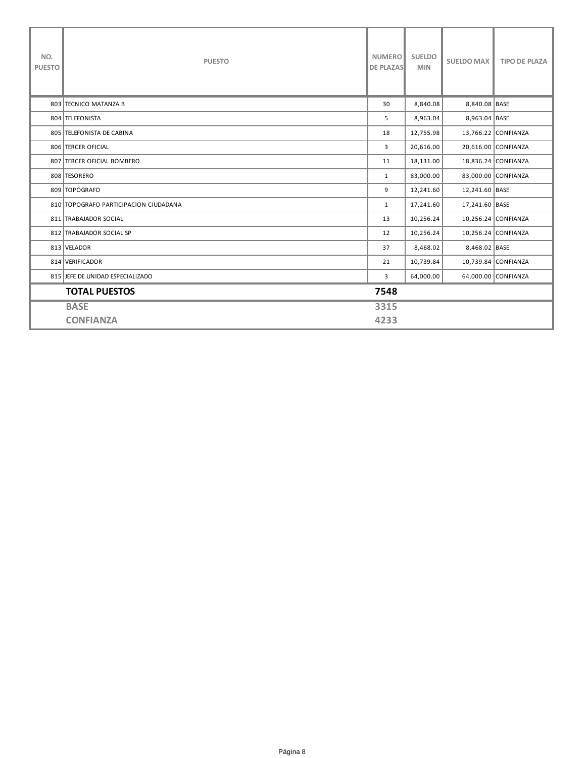| NO. PUESTO | PUESTO | NUMERO DE PLAZAS | SUELDO MIN | SUELDO MAX | TIPO DE PLAZA |
|---|---|---|---|---|---|
| 803 | TECNICO MATANZA B | 30 | 8,840.08 | 8,840.08 | BASE |
| 804 | TELEFONISTA | 5 | 8,963.04 | 8,963.04 | BASE |
| 805 | TELEFONISTA DE CABINA | 18 | 12,755.98 | 13,766.22 | CONFIANZA |
| 806 | TERCER OFICIAL | 3 | 20,616.00 | 20,616.00 | CONFIANZA |
| 807 | TERCER OFICIAL BOMBERO | 11 | 18,131.00 | 18,836.24 | CONFIANZA |
| 808 | TESORERO | 1 | 83,000.00 | 83,000.00 | CONFIANZA |
| 809 | TOPOGRAFO | 9 | 12,241.60 | 12,241.60 | BASE |
| 810 | TOPOGRAFO PARTICIPACION CIUDADANA | 1 | 17,241.60 | 17,241.60 | BASE |
| 811 | TRABAJADOR SOCIAL | 13 | 10,256.24 | 10,256.24 | CONFIANZA |
| 812 | TRABAJADOR SOCIAL SP | 12 | 10,256.24 | 10,256.24 | CONFIANZA |
| 813 | VELADOR | 37 | 8,468.02 | 8,468.02 | BASE |
| 814 | VERIFICADOR | 21 | 10,739.84 | 10,739.84 | CONFIANZA |
| 815 | JEFE DE UNIDAD ESPECIALIZADO | 3 | 64,000.00 | 64,000.00 | CONFIANZA |
| | **TOTAL PUESTOS** | **7548** | | | |
| | **BASE** | **3315** | | | |
| | **CONFIANZA** | **4233** | | | |